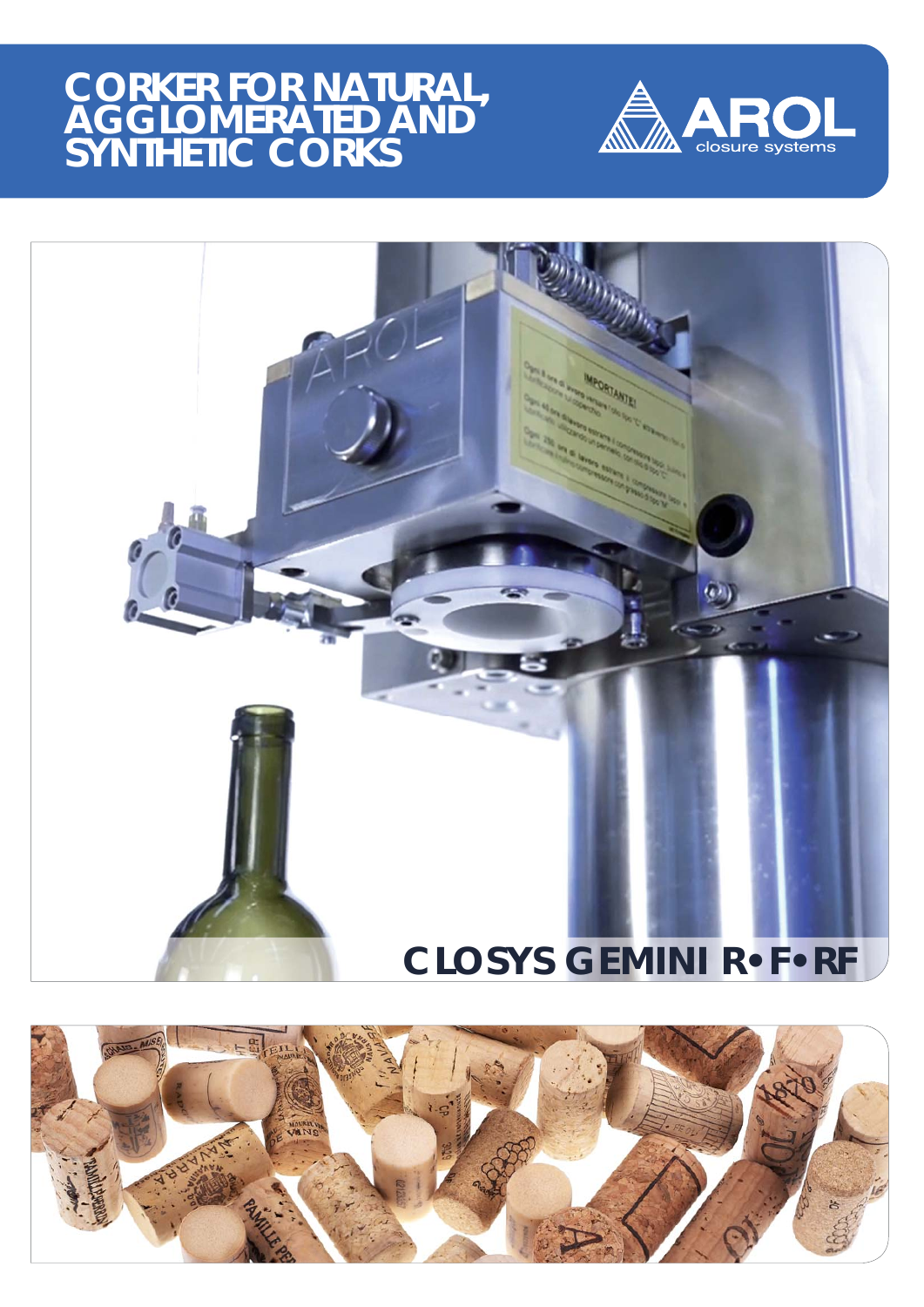# CORKER FOR NATURAL, AGGLOMERATED AND SYNTHETIC CORKS

AROL closure systems

## CLOSYS GEMINI R• F• RF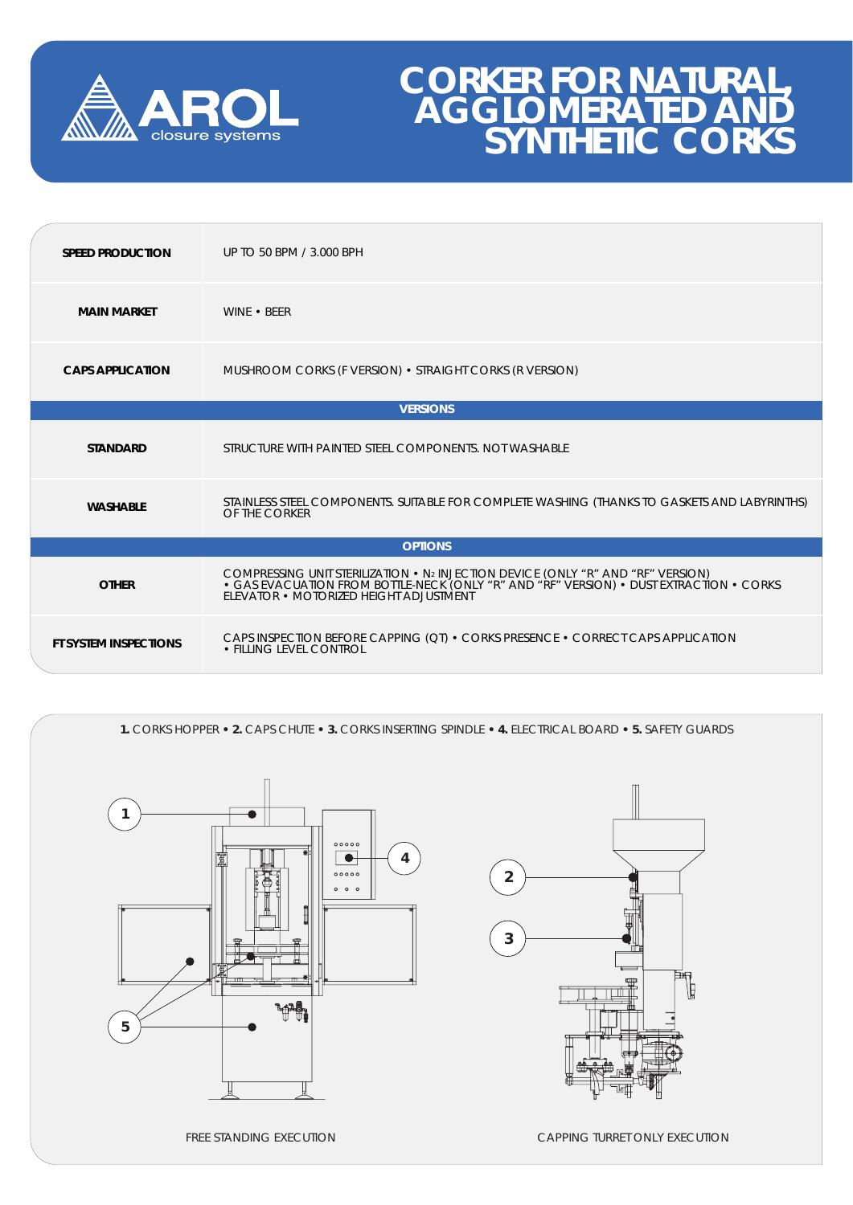# CORKER FOR NATURAL, AGGLOMERATED AND SYNTHETIC CORKS

| | |
|---|---|
| **SPEED PRODUCTION** | UP TO 50 BPM / 3.000 BPH |
| **MAIN MARKET** | WINE • BEER |
| **CAPS APPLICATION** | MUSHROOM CORKS (F VERSION) • STRAIGHT CORKS (R VERSION) |
| **VERSIONS** | |
| **STANDARD** | STRUCTURE WITH PAINTED STEEL COMPONENTS. NOT WASHABLE |
| **WASHABLE** | STAINLESS STEEL COMPONENTS. SUITABLE FOR COMPLETE WASHING (THANKS TO GASKETS AND LABYRINTHS) OF THE CORKER |
| **OPTIONS** | |
| **OTHER** | COMPRESSING UNIT STERILIZATION • $N_2$ INJECTION DEVICE (ONLY "R" AND "RF" VERSION) • GAS EVACUATION FROM BOTTLE-NECK (ONLY "R" AND "RF" VERSION) • DUST EXTRACTION • CORKS ELEVATOR • MOTORIZED HEIGHT ADJUSTMENT |
| **FT SYSTEM INSPECTIONS** | CAPS INSPECTION BEFORE CAPPING (QT) • CORKS PRESENCE • CORRECT CAPS APPLICATION • FILLING LEVEL CONTROL |

**1.** CORKS HOPPER • **2.** CAPS CHUTE • **3.** CORKS INSERTING SPINDLE • **4.** ELECTRICAL BOARD • **5.** SAFETY GUARDS

FREE STANDING EXECUTION

CAPPING TURRET ONLY EXECUTION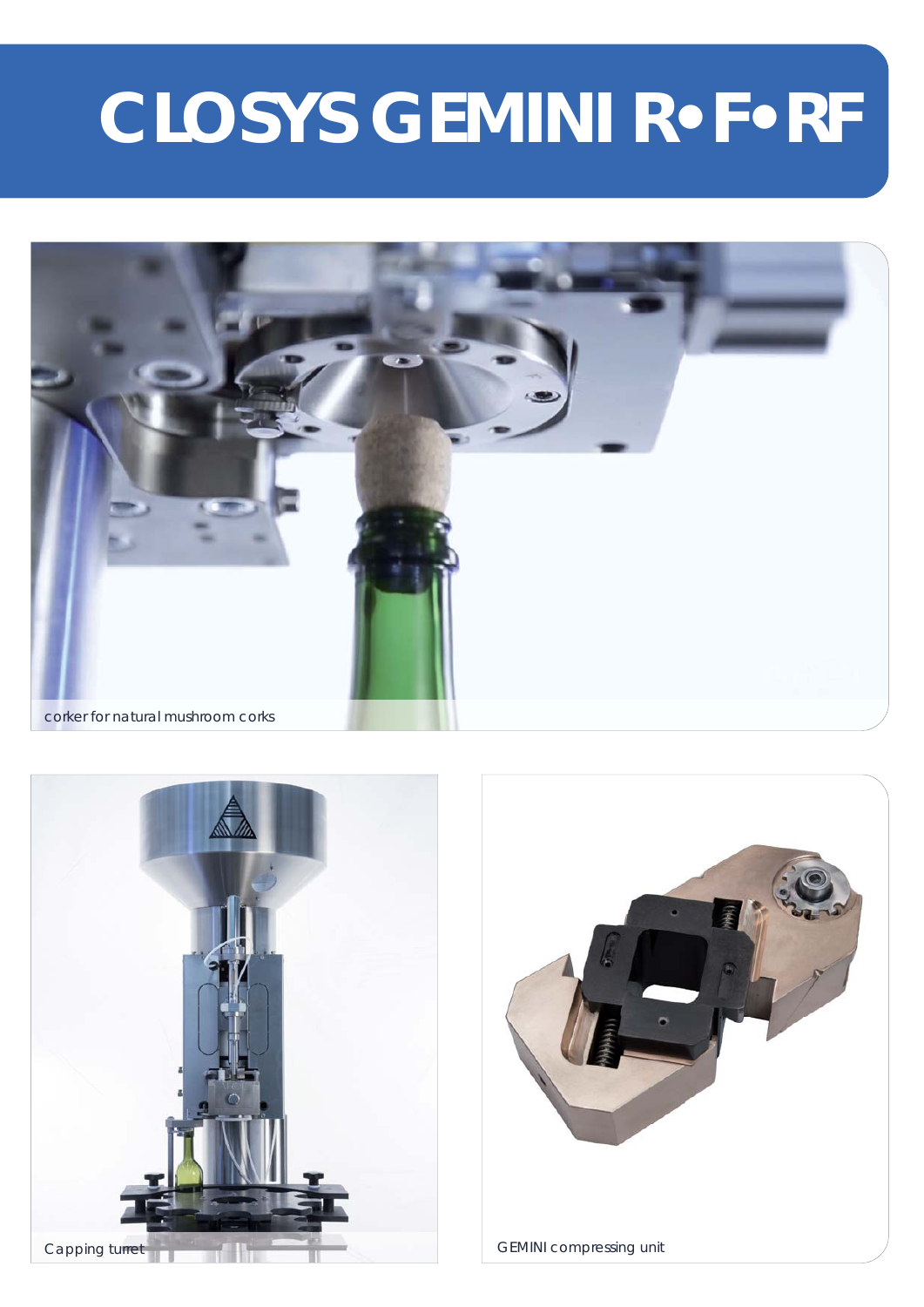# CLOSYS GEMINI R•F•RF

corker for natural mushroom corks

Capping turret

GEMINI compressing unit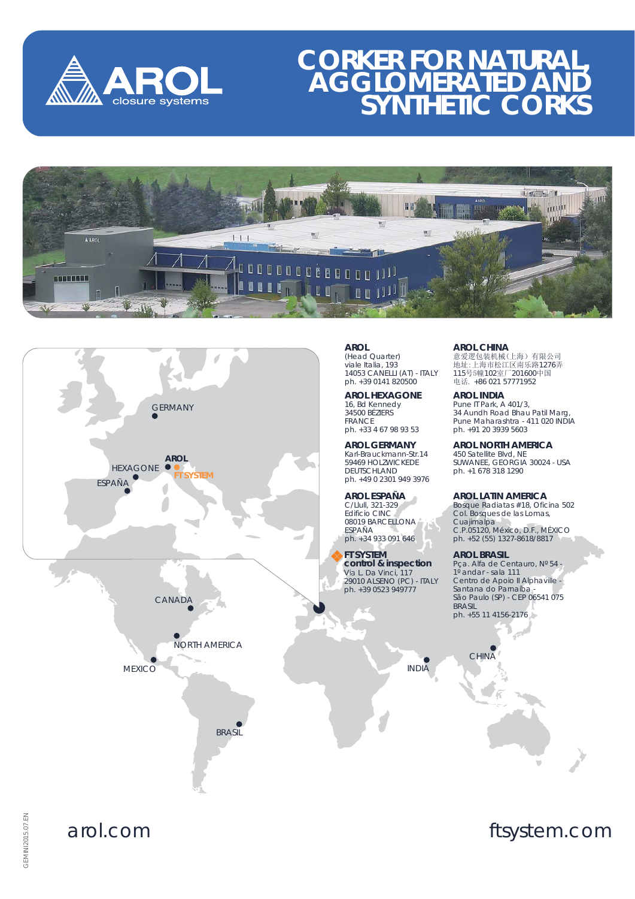# CORKER FOR NATURAL, AGGLOMERATED AND SYNTHETIC CORKS

**AROL**
(Head Quarter)
viale Italia, 193
14053 CANELLI (AT) - ITALY
ph. +39 0141 820500

**AROL HEXAGONE**
16, Bd Kennedy
34500 BÉZIERS
FRANCE
ph. +33 4 67 98 93 53

**AROL GERMANY**
Karl-Brauckmann-Str.14
59469 HOLZWICKEDE
DEUTSCHLAND
ph. +49 0 2301 949 3976

**AROL ESPAÑA**
C/Llull, 321-329
Edificio CINC
08019 BARCELLONA
ESPAÑA
ph. +34 933 091 646

**FT SYSTEM**
**control & inspection**
Via L. Da Vinci, 117
29010 ALSENO (PC) - ITALY
ph. +39 0523 949777

**AROL CHINA**
意爱逻包装机械(上海)有限公司
地址:上海市松江区南乐路1276弄
115号5幢102室厂201600中国
电话. +86 021 57771952

**AROL INDIA**
Pune IT Park, A 401/3,
34 Aundh Road Bhau Patil Marg,
Pune Maharashtra - 411 020 INDIA
ph. +91 20 3939 5603

**AROL NORTH AMERICA**
450 Satellite Blvd, NE
SUWANEE, GEORGIA 30024 - USA
ph. +1 678 318 1290

**AROL LATIN AMERICA**
Bosque Radiatas #18, Oficina 502
Col. Bosques de las Lomas,
Cuajimalpa
C.P.05120, México, D.F., MÉXICO
ph. +52 (55) 1327-8618/8817

**AROL BRASIL**
Pça. Alfa de Centauro, Nº 54 -
1º andar - sala 111
Centro de Apoio II Alphaville -
Santana do Parnaíba -
São Paulo (SP) - CEP 06541 075
BRASIL
ph. +55 11 4156-2176

GERMANY
AROL
HEXAGONE
FT SYSTEM
ESPAÑA
CANADA
NORTH AMERICA
MEXICO
BRASIL
INDIA
CHINA

arol.com

ftsystem.com

GEMINI2015.07.EN